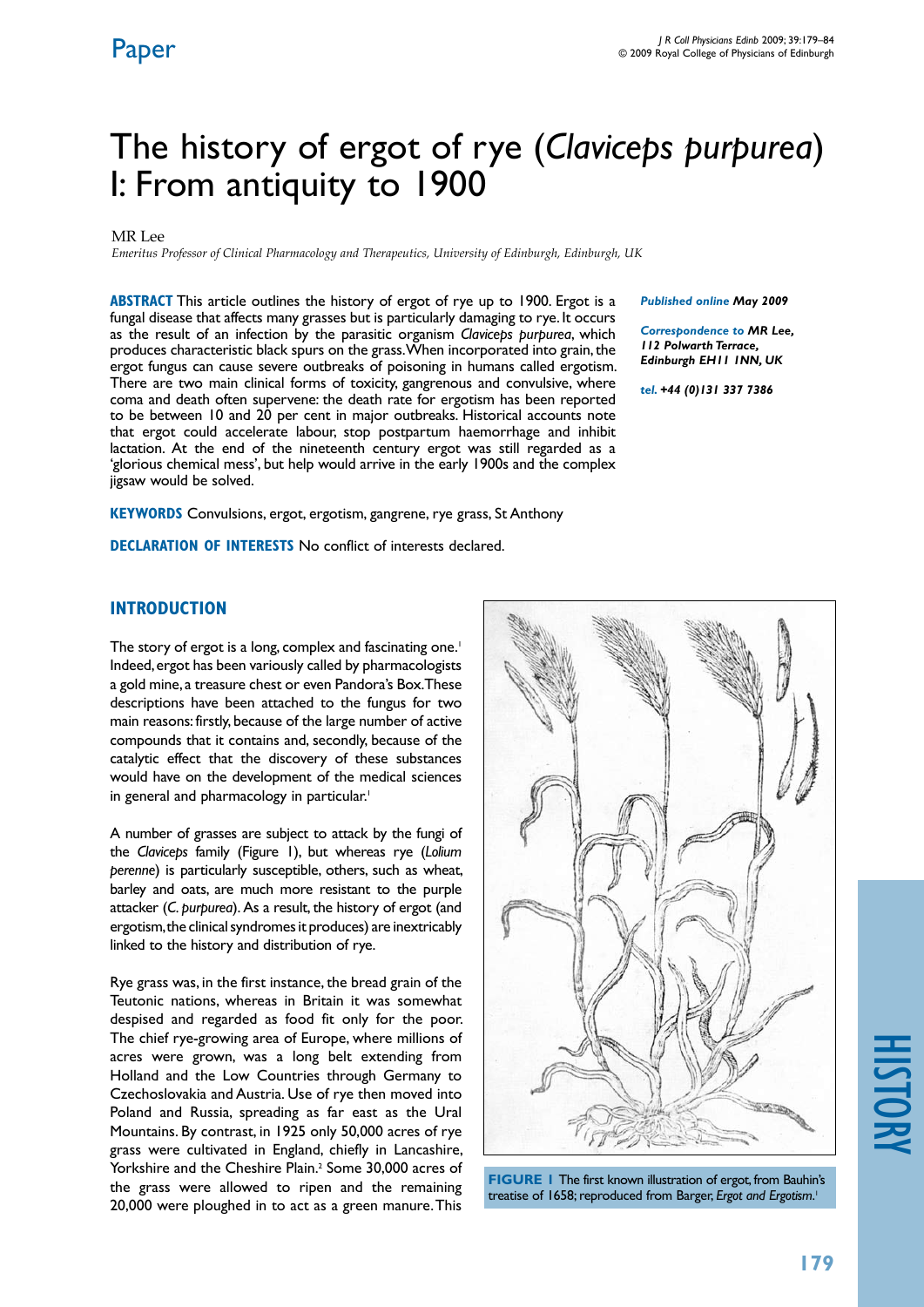Paper

# The history of ergot of rye (*Claviceps purpurea*) I: From antiquity to 1900

MR Lee

*Emeritus Professor of Clinical Pharmacology and Therapeutics, University of Edinburgh, Edinburgh, UK*

**ABSTRACT** This article outlines the history of ergot of rye up to 1900. Ergot is a fungal disease that affects many grasses but is particularly damaging to rye. It occurs as the result of an infection by the parasitic organism *Claviceps purpurea*, which produces characteristic black spurs on the grass. When incorporated into grain, the ergot fungus can cause severe outbreaks of poisoning in humans called ergotism. There are two main clinical forms of toxicity, gangrenous and convulsive, where coma and death often supervene: the death rate for ergotism has been reported to be between 10 and 20 per cent in major outbreaks. Historical accounts note that ergot could accelerate labour, stop postpartum haemorrhage and inhibit lactation. At the end of the nineteenth century ergot was still regarded as a 'glorious chemical mess', but help would arrive in the early 1900s and the complex jigsaw would be solved.

**KEYWORDS** Convulsions, ergot, ergotism, gangrene, rye grass, St Anthony

**DECLARATION OF INTERESTS** No conflict of interests declared.

***Published online** May 2009*

***Correspondence to** MR Lee, 112 Polwarth Terrace, Edinburgh EH11 1NN, UK*

***tel.** +44 (0)131 337 7386*

## INTRODUCTION

The story of ergot is a long, complex and fascinating one.[1] Indeed, ergot has been variously called by pharmacologists a gold mine, a treasure chest or even Pandora's Box. These descriptions have been attached to the fungus for two main reasons: firstly, because of the large number of active compounds that it contains and, secondly, because of the catalytic effect that the discovery of these substances would have on the development of the medical sciences in general and pharmacology in particular.[1]

A number of grasses are subject to attack by the fungi of the *Claviceps* family (Figure 1), but whereas rye (*Lolium perenne*) is particularly susceptible, others, such as wheat, barley and oats, are much more resistant to the purple attacker (*C. purpurea*). As a result, the history of ergot (and ergotism, the clinical syndromes it produces) are inextricably linked to the history and distribution of rye.

Rye grass was, in the first instance, the bread grain of the Teutonic nations, whereas in Britain it was somewhat despised and regarded as food fit only for the poor. The chief rye-growing area of Europe, where millions of acres were grown, was a long belt extending from Holland and the Low Countries through Germany to Czechoslovakia and Austria. Use of rye then moved into Poland and Russia, spreading as far east as the Ural Mountains. By contrast, in 1925 only 50,000 acres of rye grass were cultivated in England, chiefly in Lancashire, Yorkshire and the Cheshire Plain.[2] Some 30,000 acres of the grass were allowed to ripen and the remaining 20,000 were ploughed in to act as a green manure. This

**FIGURE 1** The first known illustration of ergot, from Bauhin's treatise of 1658; reproduced from Barger, *Ergot and Ergotism*.[1]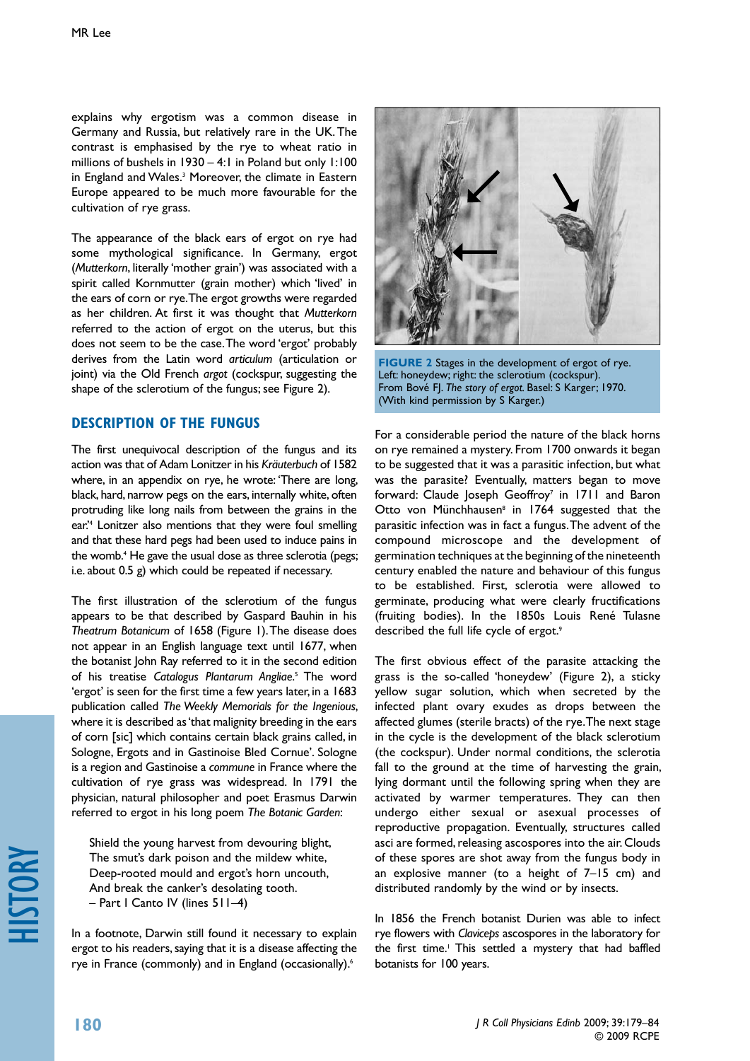explains why ergotism was a common disease in Germany and Russia, but relatively rare in the UK. The contrast is emphasised by the rye to wheat ratio in millions of bushels in 1930 – 4:1 in Poland but only 1:100 in England and Wales.[3] Moreover, the climate in Eastern Europe appeared to be much more favourable for the cultivation of rye grass.

The appearance of the black ears of ergot on rye had some mythological significance. In Germany, ergot (*Mutterkorn*, literally 'mother grain') was associated with a spirit called Kornmutter (grain mother) which 'lived' in the ears of corn or rye. The ergot growths were regarded as her children. At first it was thought that *Mutterkorn* referred to the action of ergot on the uterus, but this does not seem to be the case. The word 'ergot' probably derives from the Latin word *articulum* (articulation or joint) via the Old French *argot* (cockspur, suggesting the shape of the sclerotium of the fungus; see Figure 2).

## Description of the fungus

The first unequivocal description of the fungus and its action was that of Adam Lonitzer in his *Kräuterbuch* of 1582 where, in an appendix on rye, he wrote: 'There are long, black, hard, narrow pegs on the ears, internally white, often protruding like long nails from between the grains in the ear.'[4] Lonitzer also mentions that they were foul smelling and that these hard pegs had been used to induce pains in the womb.[4] He gave the usual dose as three sclerotia (pegs; i.e. about 0.5 g) which could be repeated if necessary.

The first illustration of the sclerotium of the fungus appears to be that described by Gaspard Bauhin in his *Theatrum Botanicum* of 1658 (Figure 1). The disease does not appear in an English language text until 1677, when the botanist John Ray referred to it in the second edition of his treatise *Catalogus Plantarum Angliae*.[5] The word 'ergot' is seen for the first time a few years later, in a 1683 publication called *The Weekly Memorials for the Ingenious*, where it is described as 'that malignity breeding in the ears of corn [sic] which contains certain black grains called, in Sologne, Ergots and in Gastinoise Bled Cornue'. Sologne is a region and Gastinoise a *commune* in France where the cultivation of rye grass was widespread. In 1791 the physician, natural philosopher and poet Erasmus Darwin referred to ergot in his long poem *The Botanic Garden*:

> Shield the young harvest from devouring blight,
> The smut's dark poison and the mildew white,
> Deep-rooted mould and ergot's horn uncouth,
> And break the canker's desolating tooth.
> – Part I Canto IV (lines 511–4)

In a footnote, Darwin still found it necessary to explain ergot to his readers, saying that it is a disease affecting the rye in France (commonly) and in England (occasionally).[6]

**FIGURE 2** Stages in the development of ergot of rye. Left: honeydew; right: the sclerotium (cockspur). From Bové FJ. *The story of ergot.* Basel: S Karger; 1970. (With kind permission by S Karger.)

For a considerable period the nature of the black horns on rye remained a mystery. From 1700 onwards it began to be suggested that it was a parasitic infection, but what was the parasite? Eventually, matters began to move forward: Claude Joseph Geoffroy[7] in 1711 and Baron Otto von Münchhausen[8] in 1764 suggested that the parasitic infection was in fact a fungus. The advent of the compound microscope and the development of germination techniques at the beginning of the nineteenth century enabled the nature and behaviour of this fungus to be established. First, sclerotia were allowed to germinate, producing what were clearly fructifications (fruiting bodies). In the 1850s Louis René Tulasne described the full life cycle of ergot.[9]

The first obvious effect of the parasite attacking the grass is the so-called 'honeydew' (Figure 2), a sticky yellow sugar solution, which when secreted by the infected plant ovary exudes as drops between the affected glumes (sterile bracts) of the rye. The next stage in the cycle is the development of the black sclerotium (the cockspur). Under normal conditions, the sclerotia fall to the ground at the time of harvesting the grain, lying dormant until the following spring when they are activated by warmer temperatures. They can then undergo either sexual or asexual processes of reproductive propagation. Eventually, structures called asci are formed, releasing ascospores into the air. Clouds of these spores are shot away from the fungus body in an explosive manner (to a height of 7–15 cm) and distributed randomly by the wind or by insects.

In 1856 the French botanist Durien was able to infect rye flowers with *Claviceps* ascospores in the laboratory for the first time.[1] This settled a mystery that had baffled botanists for 100 years.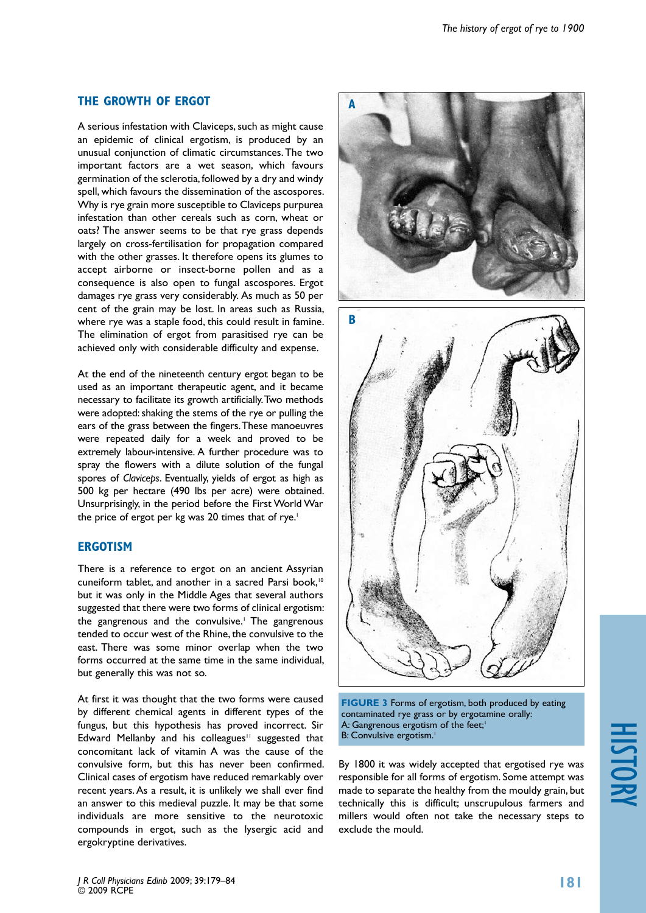## THE GROWTH OF ERGOT

A serious infestation with Claviceps, such as might cause an epidemic of clinical ergotism, is produced by an unusual conjunction of climatic circumstances. The two important factors are a wet season, which favours germination of the sclerotia, followed by a dry and windy spell, which favours the dissemination of the ascospores. Why is rye grain more susceptible to Claviceps purpurea infestation than other cereals such as corn, wheat or oats? The answer seems to be that rye grass depends largely on cross-fertilisation for propagation compared with the other grasses. It therefore opens its glumes to accept airborne or insect-borne pollen and as a consequence is also open to fungal ascospores. Ergot damages rye grass very considerably. As much as 50 per cent of the grain may be lost. In areas such as Russia, where rye was a staple food, this could result in famine. The elimination of ergot from parasitised rye can be achieved only with considerable difficulty and expense.

At the end of the nineteenth century ergot began to be used as an important therapeutic agent, and it became necessary to facilitate its growth artificially. Two methods were adopted: shaking the stems of the rye or pulling the ears of the grass between the fingers. These manoeuvres were repeated daily for a week and proved to be extremely labour-intensive. A further procedure was to spray the flowers with a dilute solution of the fungal spores of *Claviceps*. Eventually, yields of ergot as high as 500 kg per hectare (490 lbs per acre) were obtained. Unsurprisingly, in the period before the First World War the price of ergot per kg was 20 times that of rye.[1]

## ERGOTISM

There is a reference to ergot on an ancient Assyrian cuneiform tablet, and another in a sacred Parsi book,[10] but it was only in the Middle Ages that several authors suggested that there were two forms of clinical ergotism: the gangrenous and the convulsive.[1] The gangrenous tended to occur west of the Rhine, the convulsive to the east. There was some minor overlap when the two forms occurred at the same time in the same individual, but generally this was not so.

At first it was thought that the two forms were caused by different chemical agents in different types of the fungus, but this hypothesis has proved incorrect. Sir Edward Mellanby and his colleagues[11] suggested that concomitant lack of vitamin A was the cause of the convulsive form, but this has never been confirmed. Clinical cases of ergotism have reduced remarkably over recent years. As a result, it is unlikely we shall ever find an answer to this medieval puzzle. It may be that some individuals are more sensitive to the neurotoxic compounds in ergot, such as the lysergic acid and ergokryptine derivatives.

**FIGURE 3** Forms of ergotism, both produced by eating contaminated rye grass or by ergotamine orally:
A: Gangrenous ergotism of the feet;[1]
B: Convulsive ergotism.[1]

By 1800 it was widely accepted that ergotised rye was responsible for all forms of ergotism. Some attempt was made to separate the healthy from the mouldy grain, but technically this is difficult; unscrupulous farmers and millers would often not take the necessary steps to exclude the mould.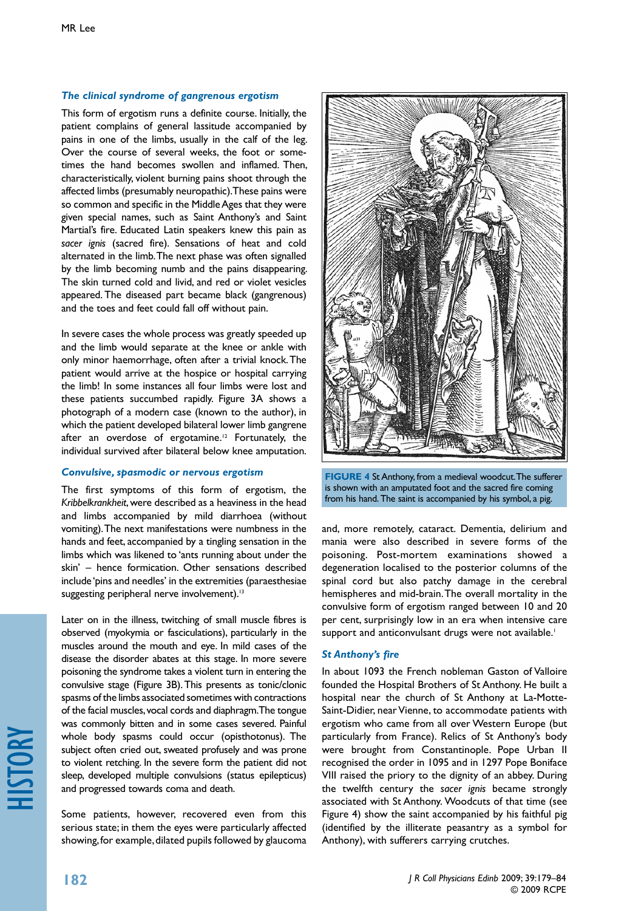### *The clinical syndrome of gangrenous ergotism*

This form of ergotism runs a definite course. Initially, the patient complains of general lassitude accompanied by pains in one of the limbs, usually in the calf of the leg. Over the course of several weeks, the foot or sometimes the hand becomes swollen and inflamed. Then, characteristically, violent burning pains shoot through the affected limbs (presumably neuropathic). These pains were so common and specific in the Middle Ages that they were given special names, such as Saint Anthony's and Saint Martial's fire. Educated Latin speakers knew this pain as *sacer ignis* (sacred fire). Sensations of heat and cold alternated in the limb. The next phase was often signalled by the limb becoming numb and the pains disappearing. The skin turned cold and livid, and red or violet vesicles appeared. The diseased part became black (gangrenous) and the toes and feet could fall off without pain.

In severe cases the whole process was greatly speeded up and the limb would separate at the knee or ankle with only minor haemorrhage, often after a trivial knock. The patient would arrive at the hospice or hospital carrying the limb! In some instances all four limbs were lost and these patients succumbed rapidly. Figure 3A shows a photograph of a modern case (known to the author), in which the patient developed bilateral lower limb gangrene after an overdose of ergotamine.[12] Fortunately, the individual survived after bilateral below knee amputation.

### *Convulsive, spasmodic or nervous ergotism*

The first symptoms of this form of ergotism, the *Kribbelkrankheit*, were described as a heaviness in the head and limbs accompanied by mild diarrhoea (without vomiting). The next manifestations were numbness in the hands and feet, accompanied by a tingling sensation in the limbs which was likened to 'ants running about under the skin' – hence formication. Other sensations described include 'pins and needles' in the extremities (paraesthesiae suggesting peripheral nerve involvement).[13]

Later on in the illness, twitching of small muscle fibres is observed (myokymia or fasciculations), particularly in the muscles around the mouth and eye. In mild cases of the disease the disorder abates at this stage. In more severe poisoning the syndrome takes a violent turn in entering the convulsive stage (Figure 3B). This presents as tonic/clonic spasms of the limbs associated sometimes with contractions of the facial muscles, vocal cords and diaphragm. The tongue was commonly bitten and in some cases severed. Painful whole body spasms could occur (opisthotonus). The subject often cried out, sweated profusely and was prone to violent retching. In the severe form the patient did not sleep, developed multiple convulsions (status epilepticus) and progressed towards coma and death.

Some patients, however, recovered even from this serious state; in them the eyes were particularly affected showing, for example, dilated pupils followed by glaucoma and, more remotely, cataract. Dementia, delirium and mania were also described in severe forms of the poisoning. Post-mortem examinations showed a degeneration localised to the posterior columns of the spinal cord but also patchy damage in the cerebral hemispheres and mid-brain. The overall mortality in the convulsive form of ergotism ranged between 10 and 20 per cent, surprisingly low in an era when intensive care support and anticonvulsant drugs were not available.[1]

**FIGURE 4** St Anthony, from a medieval woodcut. The sufferer is shown with an amputated foot and the sacred fire coming from his hand. The saint is accompanied by his symbol, a pig.

### *St Anthony's fire*

In about 1093 the French nobleman Gaston of Valloire founded the Hospital Brothers of St Anthony. He built a hospital near the church of St Anthony at La-Motte-Saint-Didier, near Vienne, to accommodate patients with ergotism who came from all over Western Europe (but particularly from France). Relics of St Anthony's body were brought from Constantinople. Pope Urban II recognised the order in 1095 and in 1297 Pope Boniface VIII raised the priory to the dignity of an abbey. During the twelfth century the *sacer ignis* became strongly associated with St Anthony. Woodcuts of that time (see Figure 4) show the saint accompanied by his faithful pig (identified by the illiterate peasantry as a symbol for Anthony), with sufferers carrying crutches.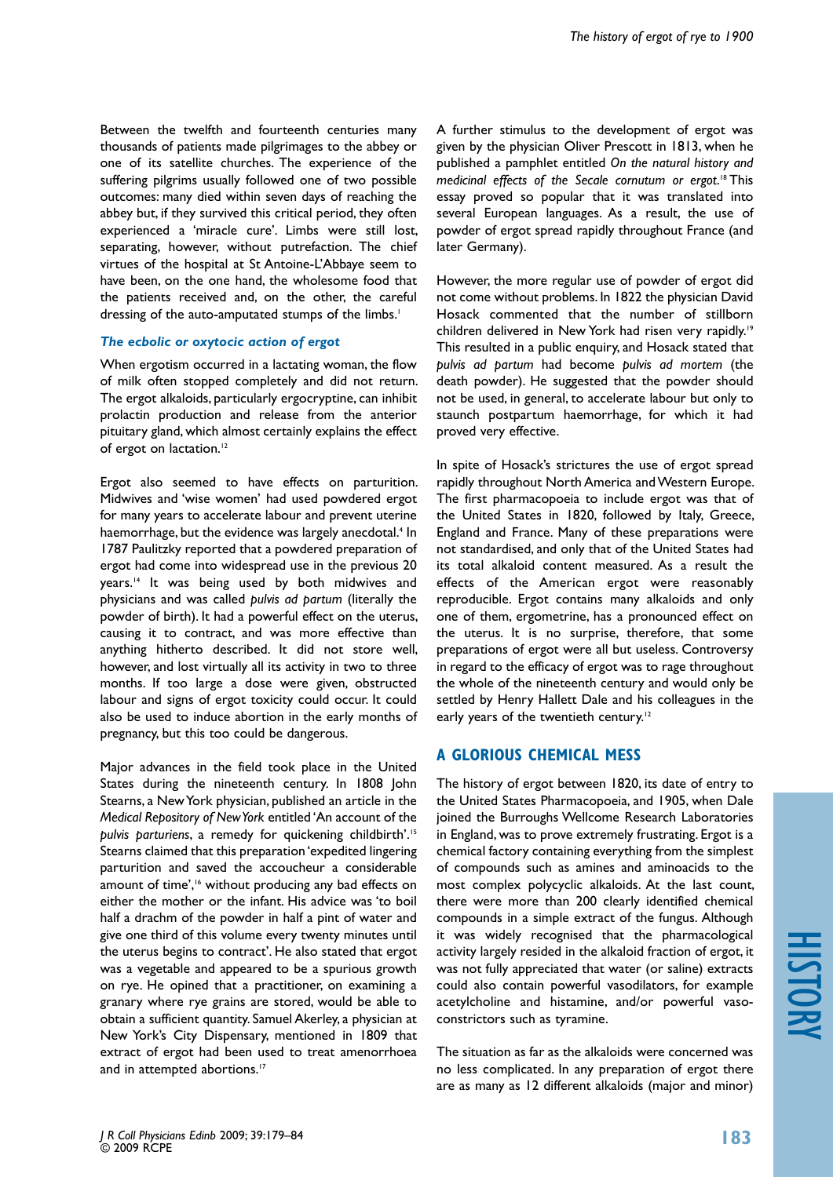Between the twelfth and fourteenth centuries many thousands of patients made pilgrimages to the abbey or one of its satellite churches. The experience of the suffering pilgrims usually followed one of two possible outcomes: many died within seven days of reaching the abbey but, if they survived this critical period, they often experienced a 'miracle cure'. Limbs were still lost, separating, however, without putrefaction. The chief virtues of the hospital at St Antoine-L'Abbaye seem to have been, on the one hand, the wholesome food that the patients received and, on the other, the careful dressing of the auto-amputated stumps of the limbs.[1]

### The ecbolic or oxytocic action of ergot

When ergotism occurred in a lactating woman, the flow of milk often stopped completely and did not return. The ergot alkaloids, particularly ergocryptine, can inhibit prolactin production and release from the anterior pituitary gland, which almost certainly explains the effect of ergot on lactation.[12]

Ergot also seemed to have effects on parturition. Midwives and 'wise women' had used powdered ergot for many years to accelerate labour and prevent uterine haemorrhage, but the evidence was largely anecdotal.[4] In 1787 Paulitzky reported that a powdered preparation of ergot had come into widespread use in the previous 20 years.[14] It was being used by both midwives and physicians and was called *pulvis ad partum* (literally the powder of birth). It had a powerful effect on the uterus, causing it to contract, and was more effective than anything hitherto described. It did not store well, however, and lost virtually all its activity in two to three months. If too large a dose were given, obstructed labour and signs of ergot toxicity could occur. It could also be used to induce abortion in the early months of pregnancy, but this too could be dangerous.

Major advances in the field took place in the United States during the nineteenth century. In 1808 John Stearns, a New York physician, published an article in the *Medical Repository of New York* entitled 'An account of the *pulvis parturiens*, a remedy for quickening childbirth'.[15] Stearns claimed that this preparation 'expedited lingering parturition and saved the accoucheur a considerable amount of time',[16] without producing any bad effects on either the mother or the infant. His advice was 'to boil half a drachm of the powder in half a pint of water and give one third of this volume every twenty minutes until the uterus begins to contract'. He also stated that ergot was a vegetable and appeared to be a spurious growth on rye. He opined that a practitioner, on examining a granary where rye grains are stored, would be able to obtain a sufficient quantity. Samuel Akerley, a physician at New York's City Dispensary, mentioned in 1809 that extract of ergot had been used to treat amenorrhoea and in attempted abortions.[17]

A further stimulus to the development of ergot was given by the physician Oliver Prescott in 1813, when he published a pamphlet entitled *On the natural history and medicinal effects of the Secale cornutum or ergot*.[18] This essay proved so popular that it was translated into several European languages. As a result, the use of powder of ergot spread rapidly throughout France (and later Germany).

However, the more regular use of powder of ergot did not come without problems. In 1822 the physician David Hosack commented that the number of stillborn children delivered in New York had risen very rapidly.[19] This resulted in a public enquiry, and Hosack stated that *pulvis ad partum* had become *pulvis ad mortem* (the death powder). He suggested that the powder should not be used, in general, to accelerate labour but only to staunch postpartum haemorrhage, for which it had proved very effective.

In spite of Hosack's strictures the use of ergot spread rapidly throughout North America and Western Europe. The first pharmacopoeia to include ergot was that of the United States in 1820, followed by Italy, Greece, England and France. Many of these preparations were not standardised, and only that of the United States had its total alkaloid content measured. As a result the effects of the American ergot were reasonably reproducible. Ergot contains many alkaloids and only one of them, ergometrine, has a pronounced effect on the uterus. It is no surprise, therefore, that some preparations of ergot were all but useless. Controversy in regard to the efficacy of ergot was to rage throughout the whole of the nineteenth century and would only be settled by Henry Hallett Dale and his colleagues in the early years of the twentieth century.[12]

## A GLORIOUS CHEMICAL MESS

The history of ergot between 1820, its date of entry to the United States Pharmacopoeia, and 1905, when Dale joined the Burroughs Wellcome Research Laboratories in England, was to prove extremely frustrating. Ergot is a chemical factory containing everything from the simplest of compounds such as amines and aminoacids to the most complex polycyclic alkaloids. At the last count, there were more than 200 clearly identified chemical compounds in a simple extract of the fungus. Although it was widely recognised that the pharmacological activity largely resided in the alkaloid fraction of ergot, it was not fully appreciated that water (or saline) extracts could also contain powerful vasodilators, for example acetylcholine and histamine, and/or powerful vasoconstrictors such as tyramine.

The situation as far as the alkaloids were concerned was no less complicated. In any preparation of ergot there are as many as 12 different alkaloids (major and minor)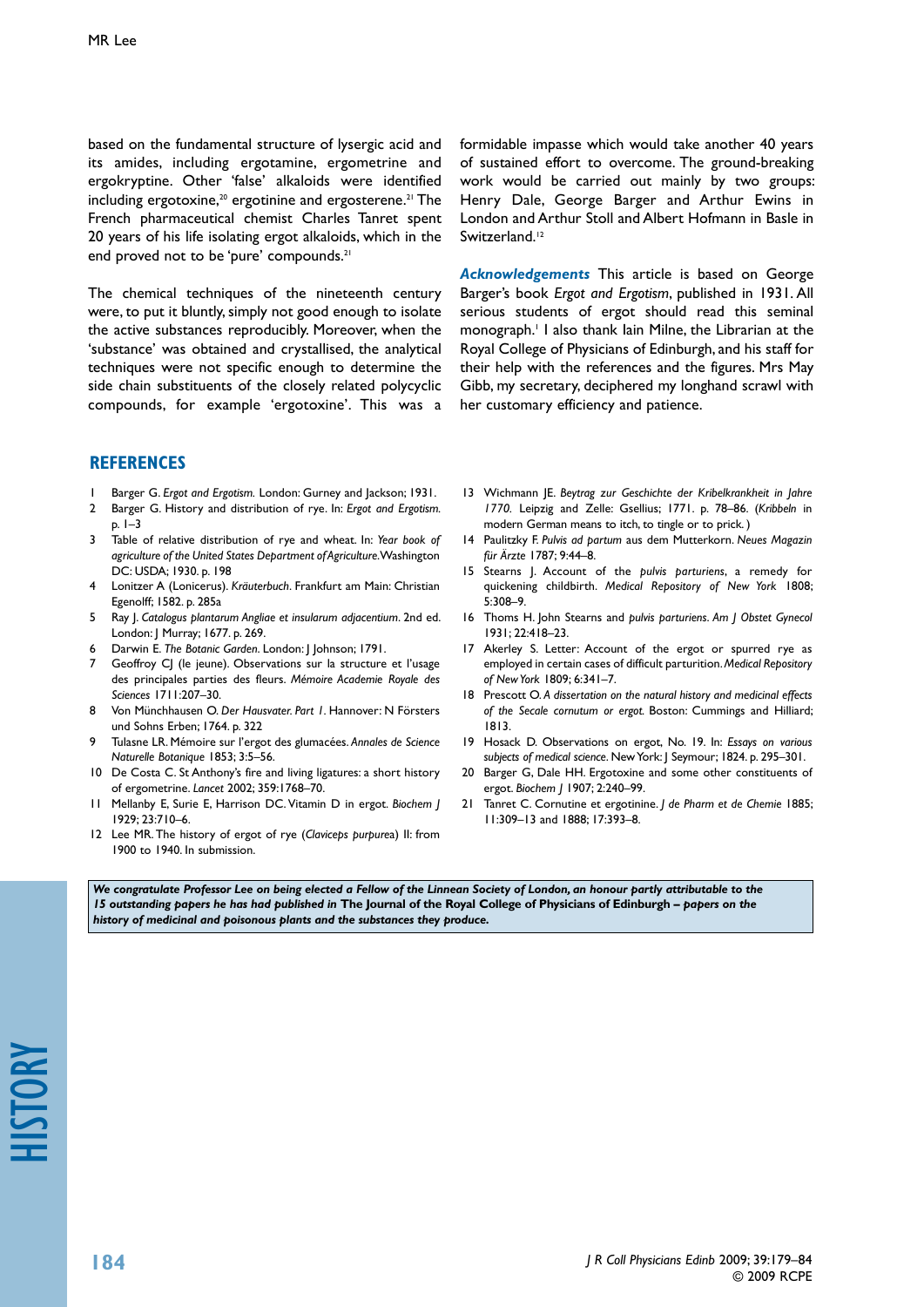based on the fundamental structure of lysergic acid and its amides, including ergotamine, ergometrine and ergokryptine. Other 'false' alkaloids were identified including ergotoxine,[20] ergotinine and ergosterene.[21] The French pharmaceutical chemist Charles Tanret spent 20 years of his life isolating ergot alkaloids, which in the end proved not to be 'pure' compounds.[21]

The chemical techniques of the nineteenth century were, to put it bluntly, simply not good enough to isolate the active substances reproducibly. Moreover, when the 'substance' was obtained and crystallised, the analytical techniques were not specific enough to determine the side chain substituents of the closely related polycyclic compounds, for example 'ergotoxine'. This was a formidable impasse which would take another 40 years of sustained effort to overcome. The ground-breaking work would be carried out mainly by two groups: Henry Dale, George Barger and Arthur Ewins in London and Arthur Stoll and Albert Hofmann in Basle in Switzerland.[12]

***Acknowledgements*** This article is based on George Barger's book *Ergot and Ergotism*, published in 1931. All serious students of ergot should read this seminal monograph.[1] I also thank Iain Milne, the Librarian at the Royal College of Physicians of Edinburgh, and his staff for their help with the references and the figures. Mrs May Gibb, my secretary, deciphered my longhand scrawl with her customary efficiency and patience.

## REFERENCES

1. Barger G. *Ergot and Ergotism.* London: Gurney and Jackson; 1931.
2. Barger G. History and distribution of rye. In: *Ergot and Ergotism.* p. 1–3
3. Table of relative distribution of rye and wheat. In: *Year book of agriculture of the United States Department of Agriculture.* Washington DC: USDA; 1930. p. 198
4. Lonitzer A (Lonicerus). *Kräuterbuch*. Frankfurt am Main: Christian Egenolff; 1582. p. 285a
5. Ray J. *Catalogus plantarum Angliae et insularum adjacentium*. 2nd ed. London: J Murray; 1677. p. 269.
6. Darwin E. *The Botanic Garden*. London: J Johnson; 1791.
7. Geoffroy CJ (le jeune). Observations sur la structure et l'usage des principales parties des fleurs. *Mémoire Academie Royale des Sciences* 1711:207–30.
8. Von Münchhausen O. *Der Hausvater. Part 1*. Hannover: N Försters und Sohns Erben; 1764. p. 322
9. Tulasne LR. Mémoire sur l'ergot des glumacées. *Annales de Science Naturelle Botanique* 1853; 3:5–56.
10. De Costa C. St Anthony's fire and living ligatures: a short history of ergometrine. *Lancet* 2002; 359:1768–70.
11. Mellanby E, Surie E, Harrison DC. Vitamin D in ergot. *Biochem J* 1929; 23:710–6.
12. Lee MR. The history of ergot of rye (*Claviceps purpurea*) II: from 1900 to 1940. In submission.
13. Wichmann JE. *Beytrag zur Geschichte der Kribelkrankheit in Jahre 1770.* Leipzig and Zelle: Gsellius; 1771. p. 78–86. (*Kribbeln* in modern German means to itch, to tingle or to prick.)
14. Paulitzky F. *Pulvis ad partum* aus dem Mutterkorn. *Neues Magazin für Ärzte* 1787; 9:44–8.
15. Stearns J. Account of the *pulvis parturiens*, a remedy for quickening childbirth. *Medical Repository of New York* 1808; 5:308–9.
16. Thoms H. John Stearns and *pulvis parturiens*. *Am J Obstet Gynecol* 1931; 22:418–23.
17. Akerley S. Letter: Account of the ergot or spurred rye as employed in certain cases of difficult parturition. *Medical Repository of New York* 1809; 6:341–7.
18. Prescott O. *A dissertation on the natural history and medicinal effects of the Secale cornutum or ergot.* Boston: Cummings and Hilliard; 1813.
19. Hosack D. Observations on ergot, No. 19. In: *Essays on various subjects of medical science*. New York: J Seymour; 1824. p. 295–301.
20. Barger G, Dale HH. Ergotoxine and some other constituents of ergot. *Biochem J* 1907; 2:240–99.
21. Tanret C. Cornutine et ergotinine. *J de Pharm et de Chemie* 1885; 11:309–13 and 1888; 17:393–8.

***We congratulate Professor Lee on being elected a Fellow of the Linnean Society of London, an honour partly attributable to the 15 outstanding papers he has had published in* The Journal of the Royal College of Physicians of Edinburgh *– papers on the history of medicinal and poisonous plants and the substances they produce.***